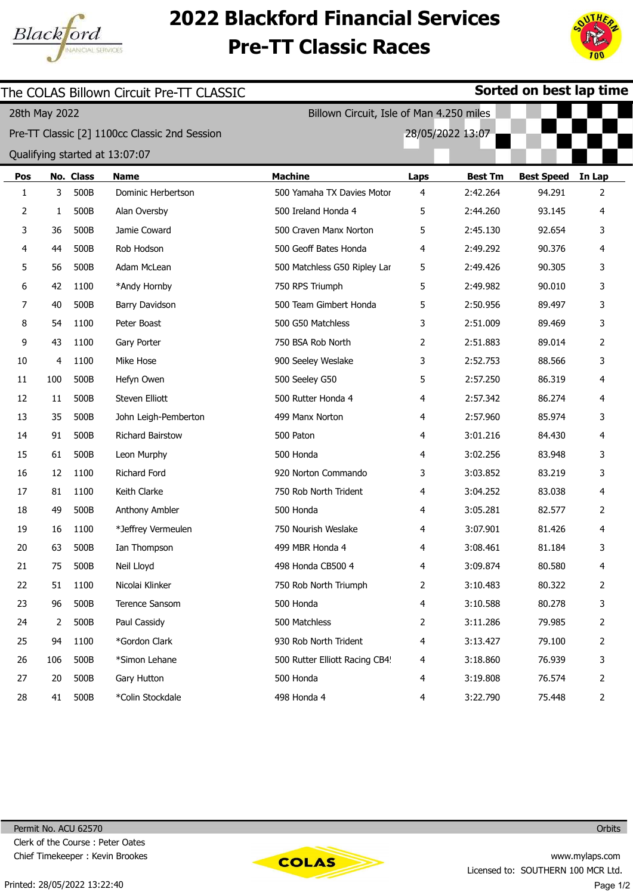# 2022 Blackford Financial Services Pre-TT Classic Races

The COLAS Billown Circuit Pre-TT CLASSIC

**Sorted on best lap time**

28th May 2022 — Billown Circuit, Isle of Man 4.250 miles

Pre-TT Classic [2] 1100cc Classic 2nd Session — 28/05/2022 13:07

Qualifying started at 13:07:07

| Pos | No. | Class | Name | Machine | Laps | Best Tm | Best Speed | In Lap |
|---|---|---|---|---|---|---|---|---|
| 1 | 3 | 500B | Dominic Herbertson | 500 Yamaha TX Davies Motor | 4 | 2:42.264 | 94.291 | 2 |
| 2 | 1 | 500B | Alan Oversby | 500 Ireland Honda 4 | 5 | 2:44.260 | 93.145 | 4 |
| 3 | 36 | 500B | Jamie Coward | 500 Craven Manx Norton | 5 | 2:45.130 | 92.654 | 3 |
| 4 | 44 | 500B | Rob Hodson | 500 Geoff Bates Honda | 4 | 2:49.292 | 90.376 | 4 |
| 5 | 56 | 500B | Adam McLean | 500 Matchless G50 Ripley Lar | 5 | 2:49.426 | 90.305 | 3 |
| 6 | 42 | 1100 | *Andy Hornby | 750 RPS Triumph | 5 | 2:49.982 | 90.010 | 3 |
| 7 | 40 | 500B | Barry Davidson | 500 Team Gimbert Honda | 5 | 2:50.956 | 89.497 | 3 |
| 8 | 54 | 1100 | Peter Boast | 500 G50 Matchless | 3 | 2:51.009 | 89.469 | 3 |
| 9 | 43 | 1100 | Gary Porter | 750 BSA Rob North | 2 | 2:51.883 | 89.014 | 2 |
| 10 | 4 | 1100 | Mike Hose | 900 Seeley Weslake | 3 | 2:52.753 | 88.566 | 3 |
| 11 | 100 | 500B | Hefyn Owen | 500 Seeley G50 | 5 | 2:57.250 | 86.319 | 4 |
| 12 | 11 | 500B | Steven Elliott | 500 Rutter Honda 4 | 4 | 2:57.342 | 86.274 | 4 |
| 13 | 35 | 500B | John Leigh-Pemberton | 499 Manx Norton | 4 | 2:57.960 | 85.974 | 3 |
| 14 | 91 | 500B | Richard Bairstow | 500 Paton | 4 | 3:01.216 | 84.430 | 4 |
| 15 | 61 | 500B | Leon Murphy | 500 Honda | 4 | 3:02.256 | 83.948 | 3 |
| 16 | 12 | 1100 | Richard Ford | 920 Norton Commando | 3 | 3:03.852 | 83.219 | 3 |
| 17 | 81 | 1100 | Keith Clarke | 750 Rob North Trident | 4 | 3:04.252 | 83.038 | 4 |
| 18 | 49 | 500B | Anthony Ambler | 500 Honda | 4 | 3:05.281 | 82.577 | 2 |
| 19 | 16 | 1100 | *Jeffrey Vermeulen | 750 Nourish Weslake | 4 | 3:07.901 | 81.426 | 4 |
| 20 | 63 | 500B | Ian Thompson | 499 MBR Honda 4 | 4 | 3:08.461 | 81.184 | 3 |
| 21 | 75 | 500B | Neil Lloyd | 498 Honda CB500 4 | 4 | 3:09.874 | 80.580 | 4 |
| 22 | 51 | 1100 | Nicolai Klinker | 750 Rob North Triumph | 2 | 3:10.483 | 80.322 | 2 |
| 23 | 96 | 500B | Terence Sansom | 500 Honda | 4 | 3:10.588 | 80.278 | 3 |
| 24 | 2 | 500B | Paul Cassidy | 500 Matchless | 2 | 3:11.286 | 79.985 | 2 |
| 25 | 94 | 1100 | *Gordon Clark | 930 Rob North Trident | 4 | 3:13.427 | 79.100 | 2 |
| 26 | 106 | 500B | *Simon Lehane | 500 Rutter Elliott Racing CB4! | 4 | 3:18.860 | 76.939 | 3 |
| 27 | 20 | 500B | Gary Hutton | 500 Honda | 4 | 3:19.808 | 76.574 | 2 |
| 28 | 41 | 500B | *Colin Stockdale | 498 Honda 4 | 4 | 3:22.790 | 75.448 | 2 |

Permit No. ACU 62570

Clerk of the Course : Peter Oates

Chief Timekeeper : Kevin Brookes

Orbits

www.mylaps.com

Licensed to: SOUTHERN 100 MCR Ltd.

Printed: 28/05/2022 13:22:40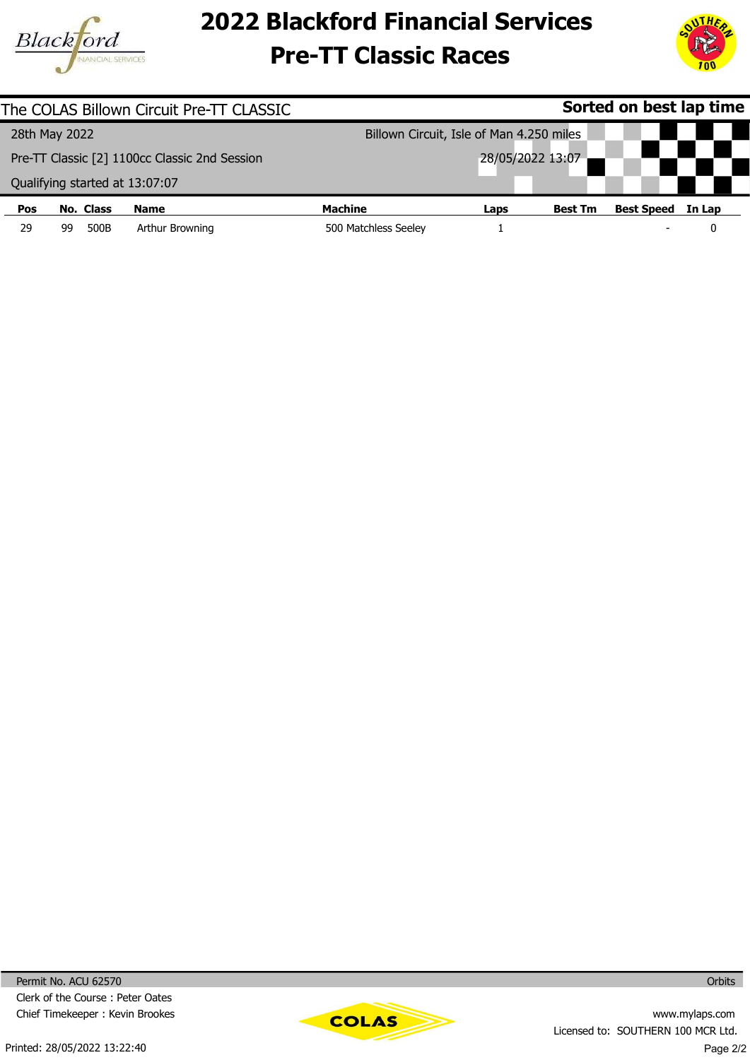# 2022 Blackford Financial Services Pre-TT Classic Races

The COLAS Billown Circuit Pre-TT CLASSIC

**Sorted on best lap time**

28th May 2022

Billown Circuit, Isle of Man 4.250 miles

Pre-TT Classic [2] 1100cc Classic 2nd Session

28/05/2022 13:07

Qualifying started at 13:07:07

| Pos | No. | Class | Name | Machine | Laps | Best Tm | Best Speed | In Lap |
|---|---|---|---|---|---|---|---|---|
| 29 | 99 | 500B | Arthur Browning | 500 Matchless Seeley | 1 | | - | 0 |

Permit No. ACU 62570

Clerk of the Course : Peter Oates

Chief Timekeeper : Kevin Brookes

Orbits

www.mylaps.com

Licensed to: SOUTHERN 100 MCR Ltd.

Printed: 28/05/2022 13:22:40